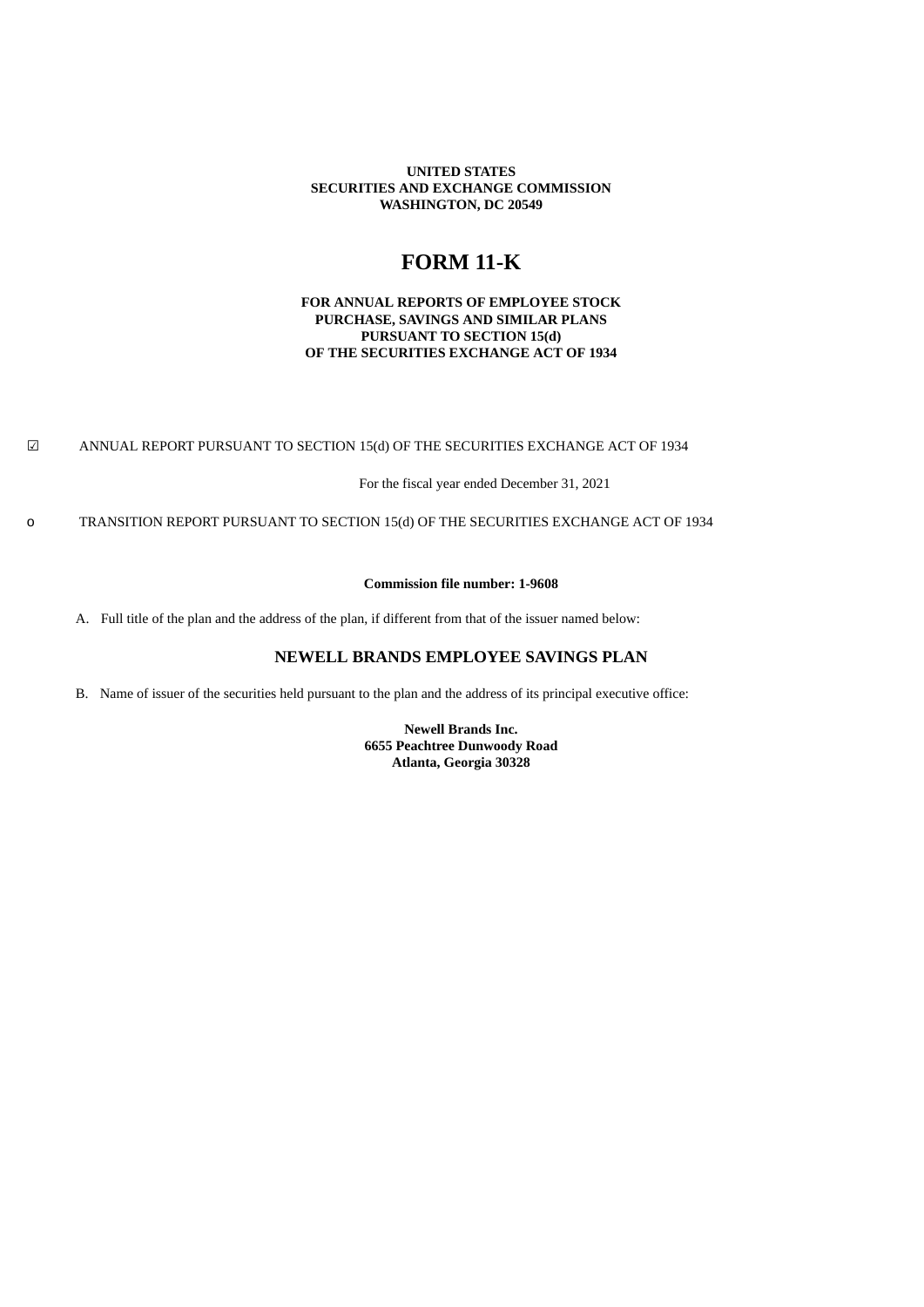**UNITED STATES**
**SECURITIES AND EXCHANGE COMMISSION**
**WASHINGTON, DC 20549**

# FORM 11-K

**FOR ANNUAL REPORTS OF EMPLOYEE STOCK PURCHASE, SAVINGS AND SIMILAR PLANS PURSUANT TO SECTION 15(d) OF THE SECURITIES EXCHANGE ACT OF 1934**

☑ ANNUAL REPORT PURSUANT TO SECTION 15(d) OF THE SECURITIES EXCHANGE ACT OF 1934

For the fiscal year ended December 31, 2021

o TRANSITION REPORT PURSUANT TO SECTION 15(d) OF THE SECURITIES EXCHANGE ACT OF 1934

**Commission file number: 1-9608**

A. Full title of the plan and the address of the plan, if different from that of the issuer named below:

## NEWELL BRANDS EMPLOYEE SAVINGS PLAN

B. Name of issuer of the securities held pursuant to the plan and the address of its principal executive office:

**Newell Brands Inc.**
**6655 Peachtree Dunwoody Road**
**Atlanta, Georgia 30328**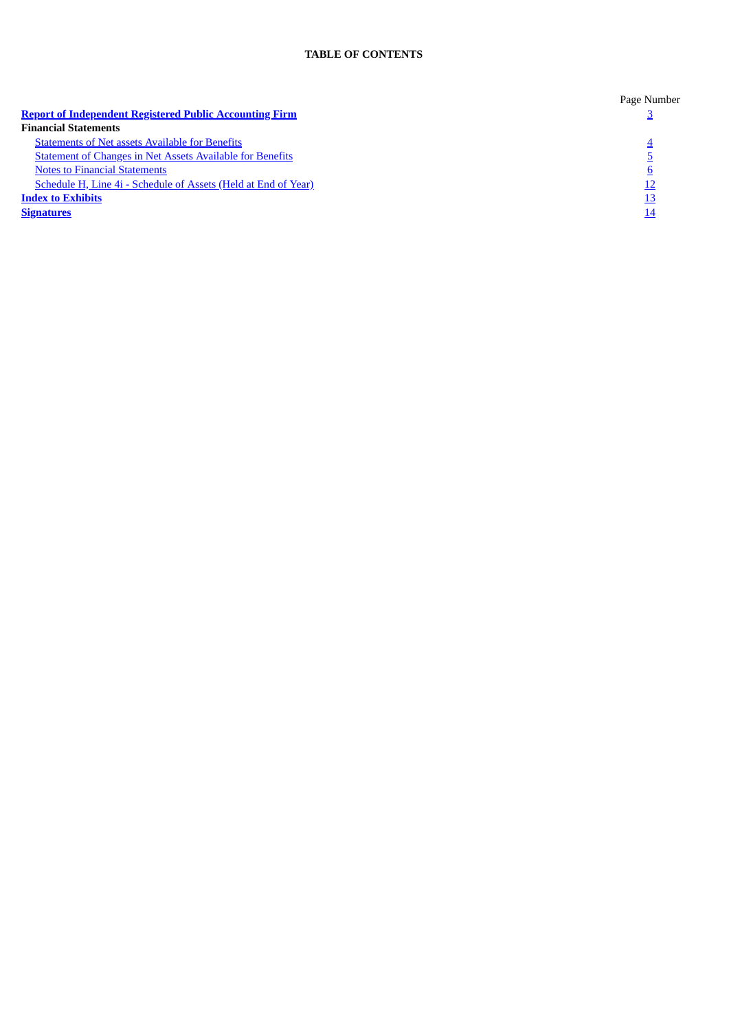**TABLE OF CONTENTS**

| | Page Number |
|---|---|
| **Report of Independent Registered Public Accounting Firm** | 3 |
| **Financial Statements** | |
| Statements of Net assets Available for Benefits | 4 |
| Statement of Changes in Net Assets Available for Benefits | 5 |
| Notes to Financial Statements | 6 |
| Schedule H, Line 4i - Schedule of Assets (Held at End of Year) | 12 |
| **Index to Exhibits** | 13 |
| **Signatures** | 14 |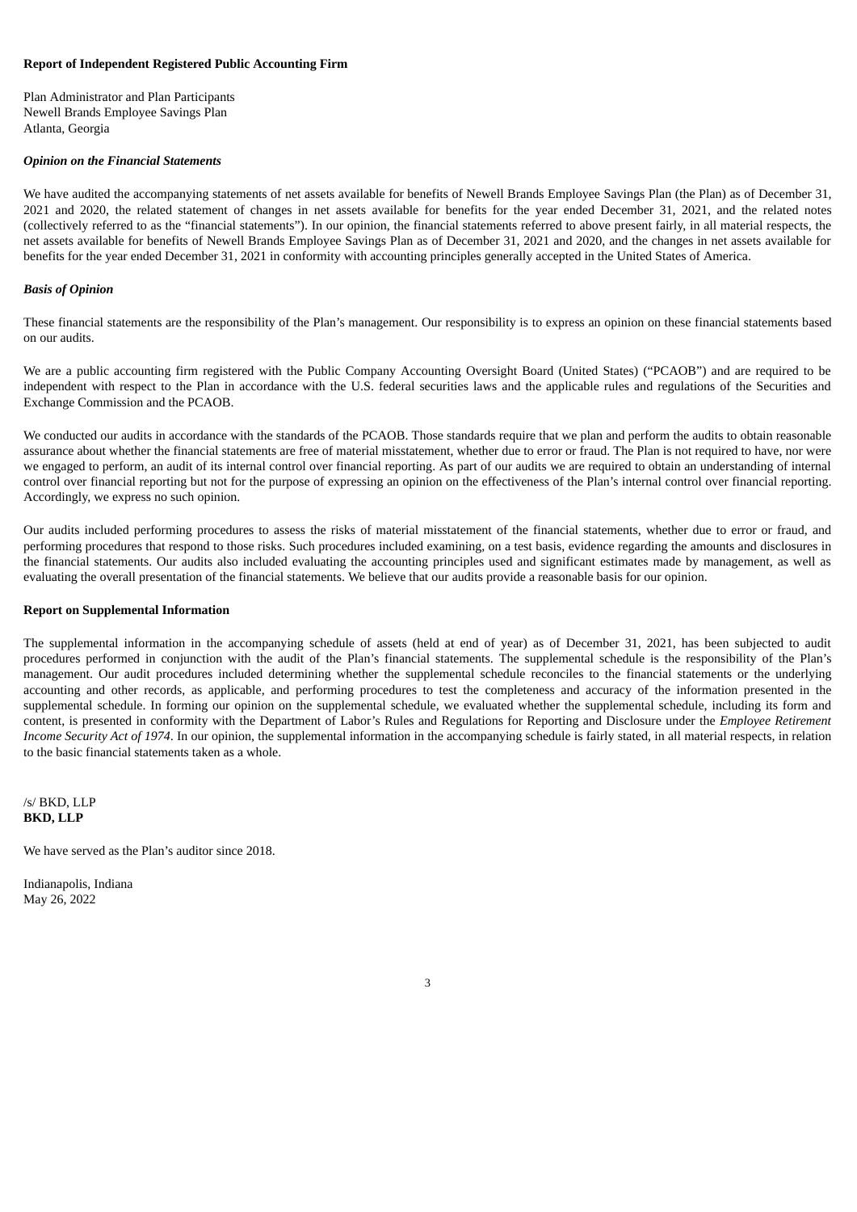**Report of Independent Registered Public Accounting Firm**

Plan Administrator and Plan Participants
Newell Brands Employee Savings Plan
Atlanta, Georgia

***Opinion on the Financial Statements***

We have audited the accompanying statements of net assets available for benefits of Newell Brands Employee Savings Plan (the Plan) as of December 31, 2021 and 2020, the related statement of changes in net assets available for benefits for the year ended December 31, 2021, and the related notes (collectively referred to as the "financial statements"). In our opinion, the financial statements referred to above present fairly, in all material respects, the net assets available for benefits of Newell Brands Employee Savings Plan as of December 31, 2021 and 2020, and the changes in net assets available for benefits for the year ended December 31, 2021 in conformity with accounting principles generally accepted in the United States of America.

***Basis of Opinion***

These financial statements are the responsibility of the Plan's management. Our responsibility is to express an opinion on these financial statements based on our audits.

We are a public accounting firm registered with the Public Company Accounting Oversight Board (United States) ("PCAOB") and are required to be independent with respect to the Plan in accordance with the U.S. federal securities laws and the applicable rules and regulations of the Securities and Exchange Commission and the PCAOB.

We conducted our audits in accordance with the standards of the PCAOB. Those standards require that we plan and perform the audits to obtain reasonable assurance about whether the financial statements are free of material misstatement, whether due to error or fraud. The Plan is not required to have, nor were we engaged to perform, an audit of its internal control over financial reporting. As part of our audits we are required to obtain an understanding of internal control over financial reporting but not for the purpose of expressing an opinion on the effectiveness of the Plan's internal control over financial reporting. Accordingly, we express no such opinion.

Our audits included performing procedures to assess the risks of material misstatement of the financial statements, whether due to error or fraud, and performing procedures that respond to those risks. Such procedures included examining, on a test basis, evidence regarding the amounts and disclosures in the financial statements. Our audits also included evaluating the accounting principles used and significant estimates made by management, as well as evaluating the overall presentation of the financial statements. We believe that our audits provide a reasonable basis for our opinion.

**Report on Supplemental Information**

The supplemental information in the accompanying schedule of assets (held at end of year) as of December 31, 2021, has been subjected to audit procedures performed in conjunction with the audit of the Plan's financial statements. The supplemental schedule is the responsibility of the Plan's management. Our audit procedures included determining whether the supplemental schedule reconciles to the financial statements or the underlying accounting and other records, as applicable, and performing procedures to test the completeness and accuracy of the information presented in the supplemental schedule. In forming our opinion on the supplemental schedule, we evaluated whether the supplemental schedule, including its form and content, is presented in conformity with the Department of Labor's Rules and Regulations for Reporting and Disclosure under the *Employee Retirement Income Security Act of 1974*. In our opinion, the supplemental information in the accompanying schedule is fairly stated, in all material respects, in relation to the basic financial statements taken as a whole.

/s/ BKD, LLP
**BKD, LLP**

We have served as the Plan's auditor since 2018.

Indianapolis, Indiana
May 26, 2022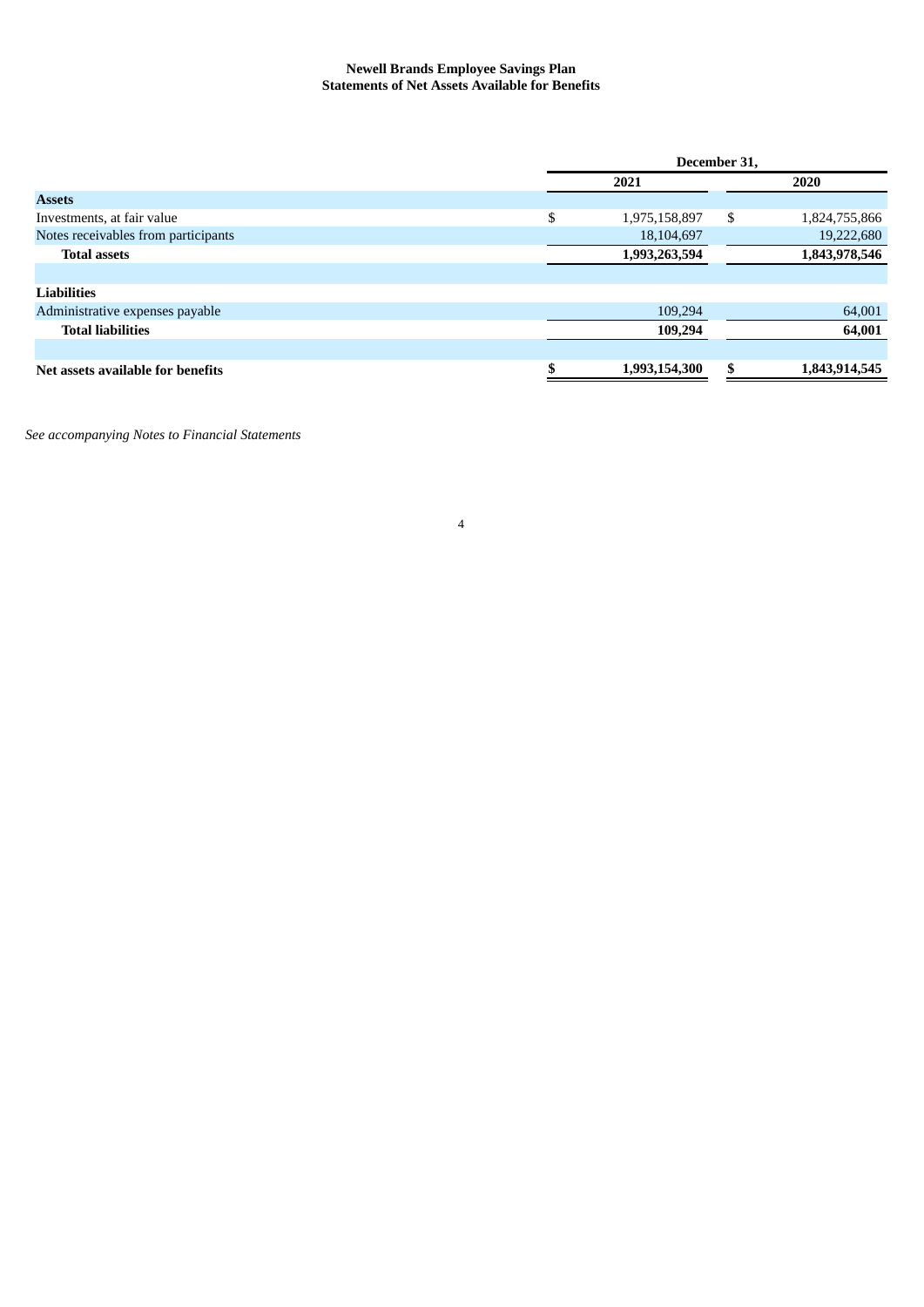# Newell Brands Employee Savings Plan
## Statements of Net Assets Available for Benefits

| | December 31, | |
|---|---|---|
| | 2021 | 2020 |
| **Assets** | | |
| Investments, at fair value | $ 1,975,158,897 | $ 1,824,755,866 |
| Notes receivables from participants | 18,104,697 | 19,222,680 |
| **Total assets** | **1,993,263,594** | **1,843,978,546** |
| | | |
| **Liabilities** | | |
| Administrative expenses payable | 109,294 | 64,001 |
| **Total liabilities** | **109,294** | **64,001** |
| | | |
| **Net assets available for benefits** | **$ 1,993,154,300** | **$ 1,843,914,545** |

*See accompanying Notes to Financial Statements*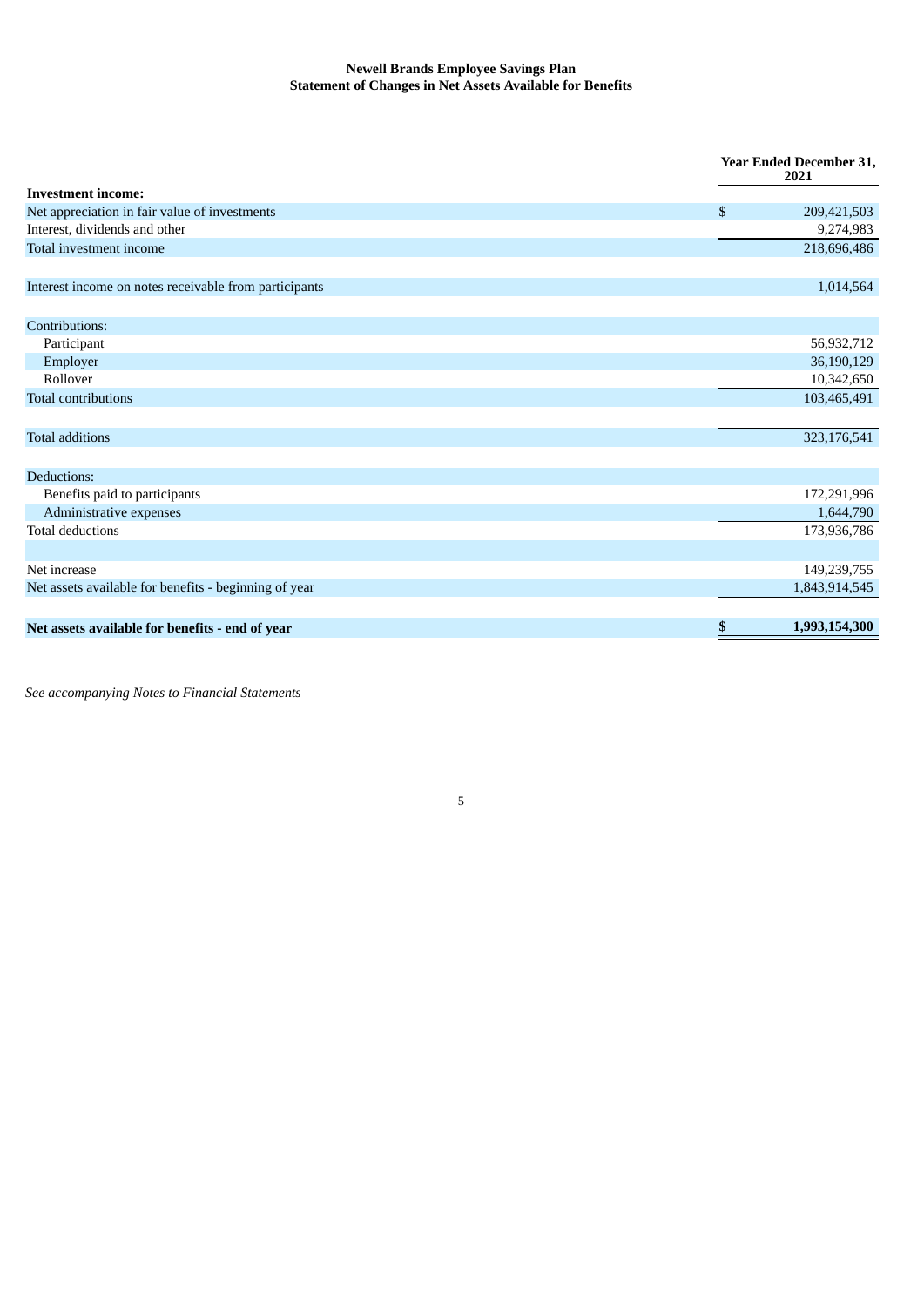**Newell Brands Employee Savings Plan**
**Statement of Changes in Net Assets Available for Benefits**

| | Year Ended December 31, 2021 |
|---|---|
| **Investment income:** | |
| Net appreciation in fair value of investments | $ 209,421,503 |
| Interest, dividends and other | 9,274,983 |
| Total investment income | 218,696,486 |
| | |
| Interest income on notes receivable from participants | 1,014,564 |
| | |
| Contributions: | |
| Participant | 56,932,712 |
| Employer | 36,190,129 |
| Rollover | 10,342,650 |
| Total contributions | 103,465,491 |
| | |
| Total additions | 323,176,541 |
| | |
| Deductions: | |
| Benefits paid to participants | 172,291,996 |
| Administrative expenses | 1,644,790 |
| Total deductions | 173,936,786 |
| | |
| Net increase | 149,239,755 |
| Net assets available for benefits - beginning of year | 1,843,914,545 |
| | |
| **Net assets available for benefits - end of year** | **$ 1,993,154,300** |

*See accompanying Notes to Financial Statements*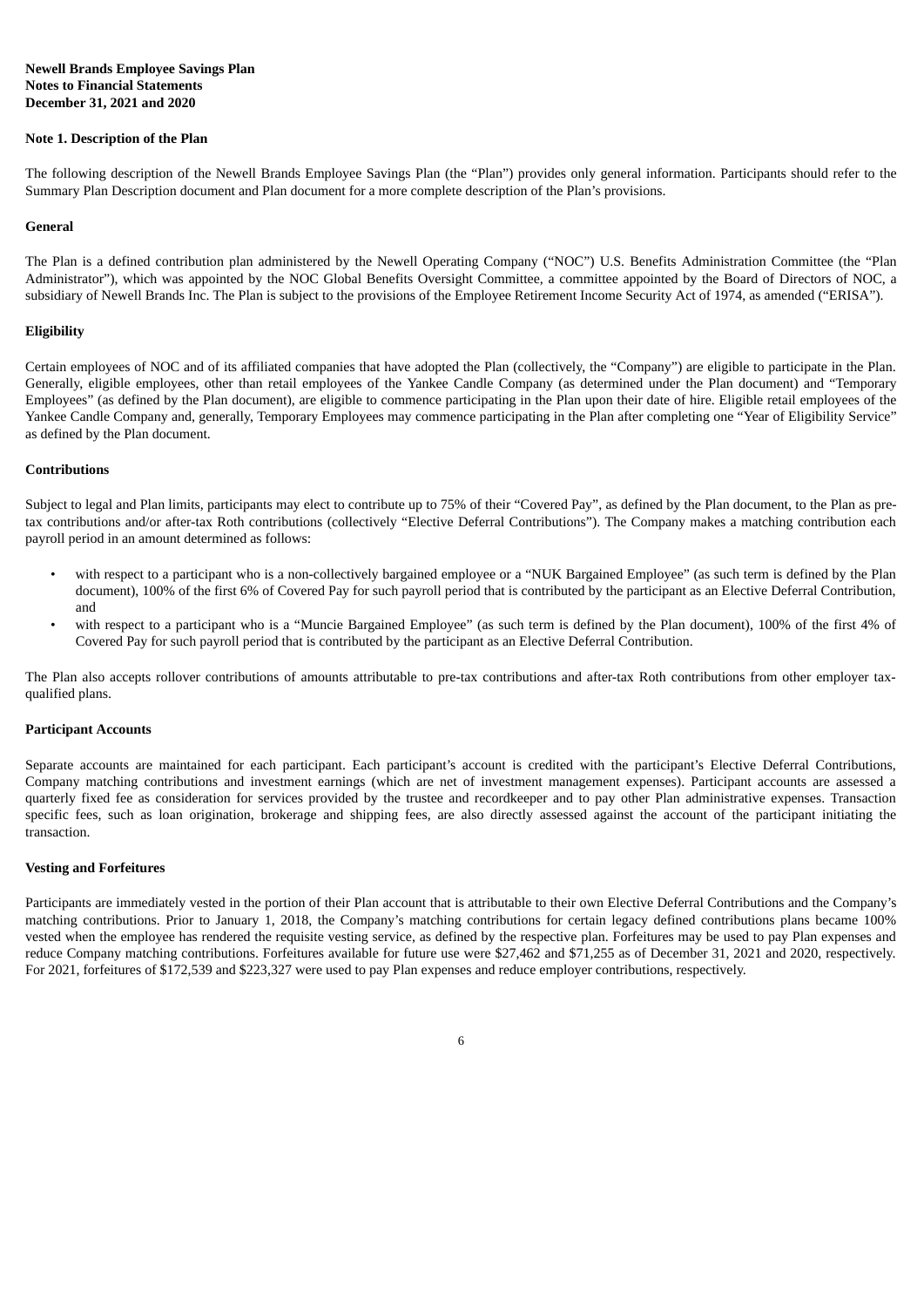**Newell Brands Employee Savings Plan**
**Notes to Financial Statements**
**December 31, 2021 and 2020**

## Note 1. Description of the Plan

The following description of the Newell Brands Employee Savings Plan (the "Plan") provides only general information. Participants should refer to the Summary Plan Description document and Plan document for a more complete description of the Plan's provisions.

### General

The Plan is a defined contribution plan administered by the Newell Operating Company ("NOC") U.S. Benefits Administration Committee (the "Plan Administrator"), which was appointed by the NOC Global Benefits Oversight Committee, a committee appointed by the Board of Directors of NOC, a subsidiary of Newell Brands Inc. The Plan is subject to the provisions of the Employee Retirement Income Security Act of 1974, as amended ("ERISA").

### Eligibility

Certain employees of NOC and of its affiliated companies that have adopted the Plan (collectively, the "Company") are eligible to participate in the Plan. Generally, eligible employees, other than retail employees of the Yankee Candle Company (as determined under the Plan document) and "Temporary Employees" (as defined by the Plan document), are eligible to commence participating in the Plan upon their date of hire. Eligible retail employees of the Yankee Candle Company and, generally, Temporary Employees may commence participating in the Plan after completing one "Year of Eligibility Service" as defined by the Plan document.

### Contributions

Subject to legal and Plan limits, participants may elect to contribute up to 75% of their "Covered Pay", as defined by the Plan document, to the Plan as pre-tax contributions and/or after-tax Roth contributions (collectively "Elective Deferral Contributions"). The Company makes a matching contribution each payroll period in an amount determined as follows:

- with respect to a participant who is a non-collectively bargained employee or a "NUK Bargained Employee" (as such term is defined by the Plan document), 100% of the first 6% of Covered Pay for such payroll period that is contributed by the participant as an Elective Deferral Contribution, and
- with respect to a participant who is a "Muncie Bargained Employee" (as such term is defined by the Plan document), 100% of the first 4% of Covered Pay for such payroll period that is contributed by the participant as an Elective Deferral Contribution.

The Plan also accepts rollover contributions of amounts attributable to pre-tax contributions and after-tax Roth contributions from other employer tax-qualified plans.

### Participant Accounts

Separate accounts are maintained for each participant. Each participant's account is credited with the participant's Elective Deferral Contributions, Company matching contributions and investment earnings (which are net of investment management expenses). Participant accounts are assessed a quarterly fixed fee as consideration for services provided by the trustee and recordkeeper and to pay other Plan administrative expenses. Transaction specific fees, such as loan origination, brokerage and shipping fees, are also directly assessed against the account of the participant initiating the transaction.

### Vesting and Forfeitures

Participants are immediately vested in the portion of their Plan account that is attributable to their own Elective Deferral Contributions and the Company's matching contributions. Prior to January 1, 2018, the Company's matching contributions for certain legacy defined contributions plans became 100% vested when the employee has rendered the requisite vesting service, as defined by the respective plan. Forfeitures may be used to pay Plan expenses and reduce Company matching contributions. Forfeitures available for future use were $27,462 and $71,255 as of December 31, 2021 and 2020, respectively. For 2021, forfeitures of $172,539 and $223,327 were used to pay Plan expenses and reduce employer contributions, respectively.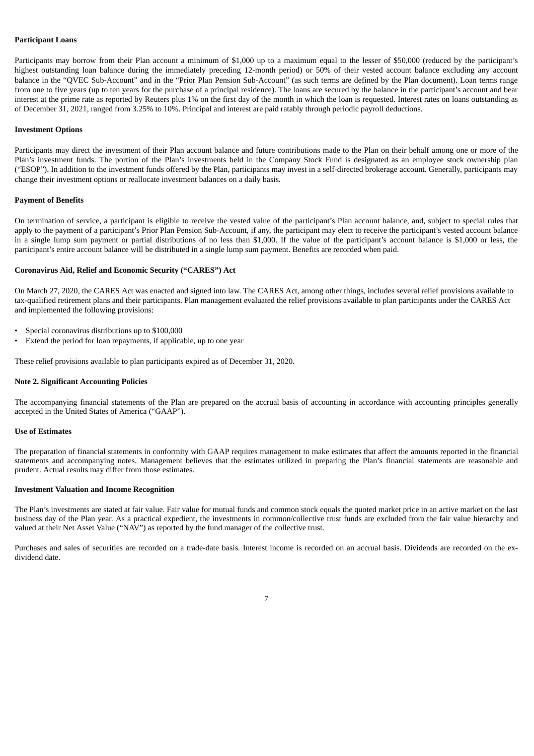**Participant Loans**

Participants may borrow from their Plan account a minimum of $1,000 up to a maximum equal to the lesser of $50,000 (reduced by the participant's highest outstanding loan balance during the immediately preceding 12-month period) or 50% of their vested account balance excluding any account balance in the "QVEC Sub-Account" and in the "Prior Plan Pension Sub-Account" (as such terms are defined by the Plan document). Loan terms range from one to five years (up to ten years for the purchase of a principal residence). The loans are secured by the balance in the participant's account and bear interest at the prime rate as reported by Reuters plus 1% on the first day of the month in which the loan is requested. Interest rates on loans outstanding as of December 31, 2021, ranged from 3.25% to 10%. Principal and interest are paid ratably through periodic payroll deductions.

**Investment Options**

Participants may direct the investment of their Plan account balance and future contributions made to the Plan on their behalf among one or more of the Plan's investment funds. The portion of the Plan's investments held in the Company Stock Fund is designated as an employee stock ownership plan ("ESOP"). In addition to the investment funds offered by the Plan, participants may invest in a self-directed brokerage account. Generally, participants may change their investment options or reallocate investment balances on a daily basis.

**Payment of Benefits**

On termination of service, a participant is eligible to receive the vested value of the participant's Plan account balance, and, subject to special rules that apply to the payment of a participant's Prior Plan Pension Sub-Account, if any, the participant may elect to receive the participant's vested account balance in a single lump sum payment or partial distributions of no less than $1,000. If the value of the participant's account balance is $1,000 or less, the participant's entire account balance will be distributed in a single lump sum payment. Benefits are recorded when paid.

**Coronavirus Aid, Relief and Economic Security ("CARES") Act**

On March 27, 2020, the CARES Act was enacted and signed into law. The CARES Act, among other things, includes several relief provisions available to tax-qualified retirement plans and their participants. Plan management evaluated the relief provisions available to plan participants under the CARES Act and implemented the following provisions:

- Special coronavirus distributions up to $100,000
- Extend the period for loan repayments, if applicable, up to one year

These relief provisions available to plan participants expired as of December 31, 2020.

**Note 2. Significant Accounting Policies**

The accompanying financial statements of the Plan are prepared on the accrual basis of accounting in accordance with accounting principles generally accepted in the United States of America ("GAAP").

**Use of Estimates**

The preparation of financial statements in conformity with GAAP requires management to make estimates that affect the amounts reported in the financial statements and accompanying notes. Management believes that the estimates utilized in preparing the Plan's financial statements are reasonable and prudent. Actual results may differ from those estimates.

**Investment Valuation and Income Recognition**

The Plan's investments are stated at fair value. Fair value for mutual funds and common stock equals the quoted market price in an active market on the last business day of the Plan year. As a practical expedient, the investments in common/collective trust funds are excluded from the fair value hierarchy and valued at their Net Asset Value ("NAV") as reported by the fund manager of the collective trust.

Purchases and sales of securities are recorded on a trade-date basis. Interest income is recorded on an accrual basis. Dividends are recorded on the ex-dividend date.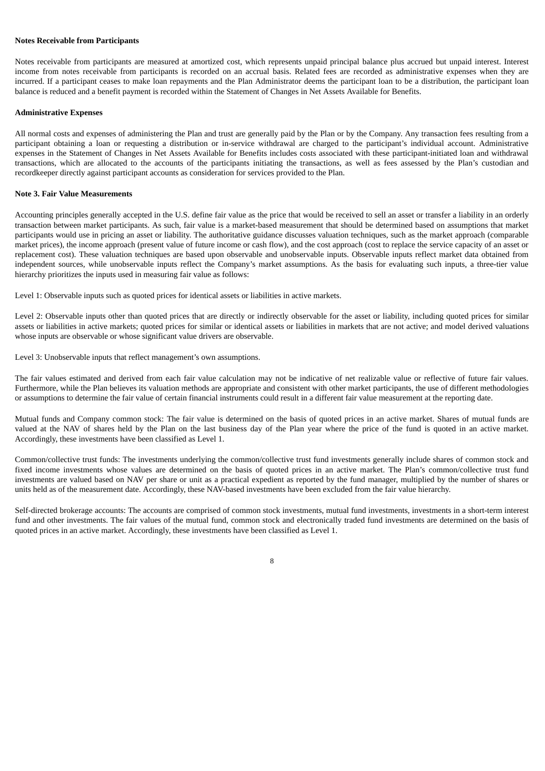**Notes Receivable from Participants**

Notes receivable from participants are measured at amortized cost, which represents unpaid principal balance plus accrued but unpaid interest. Interest income from notes receivable from participants is recorded on an accrual basis. Related fees are recorded as administrative expenses when they are incurred. If a participant ceases to make loan repayments and the Plan Administrator deems the participant loan to be a distribution, the participant loan balance is reduced and a benefit payment is recorded within the Statement of Changes in Net Assets Available for Benefits.

**Administrative Expenses**

All normal costs and expenses of administering the Plan and trust are generally paid by the Plan or by the Company. Any transaction fees resulting from a participant obtaining a loan or requesting a distribution or in-service withdrawal are charged to the participant's individual account. Administrative expenses in the Statement of Changes in Net Assets Available for Benefits includes costs associated with these participant-initiated loan and withdrawal transactions, which are allocated to the accounts of the participants initiating the transactions, as well as fees assessed by the Plan's custodian and recordkeeper directly against participant accounts as consideration for services provided to the Plan.

**Note 3. Fair Value Measurements**

Accounting principles generally accepted in the U.S. define fair value as the price that would be received to sell an asset or transfer a liability in an orderly transaction between market participants. As such, fair value is a market-based measurement that should be determined based on assumptions that market participants would use in pricing an asset or liability. The authoritative guidance discusses valuation techniques, such as the market approach (comparable market prices), the income approach (present value of future income or cash flow), and the cost approach (cost to replace the service capacity of an asset or replacement cost). These valuation techniques are based upon observable and unobservable inputs. Observable inputs reflect market data obtained from independent sources, while unobservable inputs reflect the Company's market assumptions. As the basis for evaluating such inputs, a three-tier value hierarchy prioritizes the inputs used in measuring fair value as follows:

Level 1: Observable inputs such as quoted prices for identical assets or liabilities in active markets.

Level 2: Observable inputs other than quoted prices that are directly or indirectly observable for the asset or liability, including quoted prices for similar assets or liabilities in active markets; quoted prices for similar or identical assets or liabilities in markets that are not active; and model derived valuations whose inputs are observable or whose significant value drivers are observable.

Level 3: Unobservable inputs that reflect management's own assumptions.

The fair values estimated and derived from each fair value calculation may not be indicative of net realizable value or reflective of future fair values. Furthermore, while the Plan believes its valuation methods are appropriate and consistent with other market participants, the use of different methodologies or assumptions to determine the fair value of certain financial instruments could result in a different fair value measurement at the reporting date.

Mutual funds and Company common stock: The fair value is determined on the basis of quoted prices in an active market. Shares of mutual funds are valued at the NAV of shares held by the Plan on the last business day of the Plan year where the price of the fund is quoted in an active market. Accordingly, these investments have been classified as Level 1.

Common/collective trust funds: The investments underlying the common/collective trust fund investments generally include shares of common stock and fixed income investments whose values are determined on the basis of quoted prices in an active market. The Plan's common/collective trust fund investments are valued based on NAV per share or unit as a practical expedient as reported by the fund manager, multiplied by the number of shares or units held as of the measurement date. Accordingly, these NAV-based investments have been excluded from the fair value hierarchy.

Self-directed brokerage accounts: The accounts are comprised of common stock investments, mutual fund investments, investments in a short-term interest fund and other investments. The fair values of the mutual fund, common stock and electronically traded fund investments are determined on the basis of quoted prices in an active market. Accordingly, these investments have been classified as Level 1.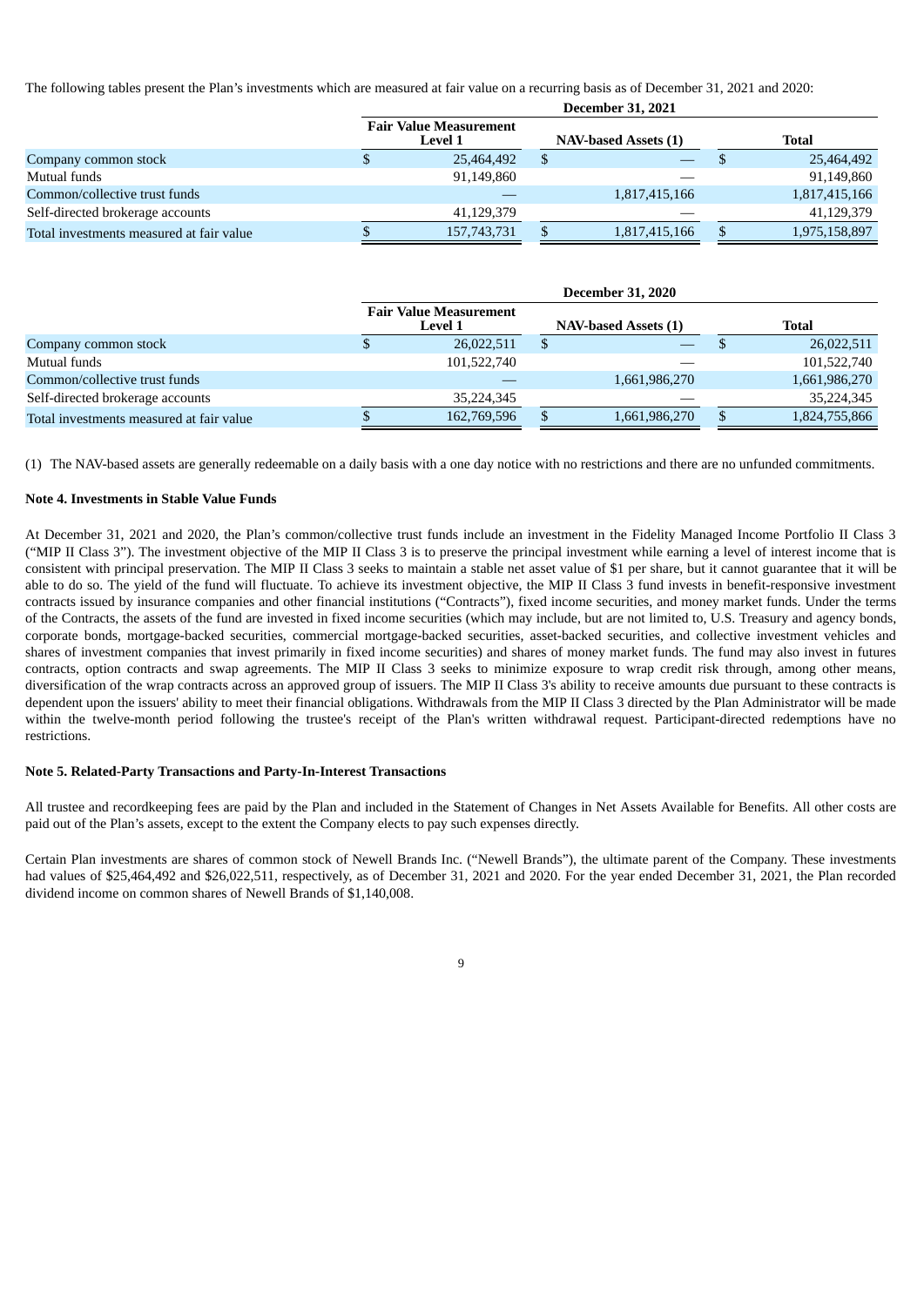The following tables present the Plan's investments which are measured at fair value on a recurring basis as of December 31, 2021 and 2020:

| | December 31, 2021 | | |
|---|---|---|---|
| | Fair Value Measurement Level 1 | NAV-based Assets (1) | Total |
| Company common stock | $ 25,464,492 | $ — | $ 25,464,492 |
| Mutual funds | 91,149,860 | — | 91,149,860 |
| Common/collective trust funds | — | 1,817,415,166 | 1,817,415,166 |
| Self-directed brokerage accounts | 41,129,379 | — | 41,129,379 |
| Total investments measured at fair value | $ 157,743,731 | $ 1,817,415,166 | $ 1,975,158,897 |

| | December 31, 2020 | | |
|---|---|---|---|
| | Fair Value Measurement Level 1 | NAV-based Assets (1) | Total |
| Company common stock | $ 26,022,511 | $ — | $ 26,022,511 |
| Mutual funds | 101,522,740 | — | 101,522,740 |
| Common/collective trust funds | — | 1,661,986,270 | 1,661,986,270 |
| Self-directed brokerage accounts | 35,224,345 | — | 35,224,345 |
| Total investments measured at fair value | $ 162,769,596 | $ 1,661,986,270 | $ 1,824,755,866 |

(1) The NAV-based assets are generally redeemable on a daily basis with a one day notice with no restrictions and there are no unfunded commitments.

### Note 4. Investments in Stable Value Funds

At December 31, 2021 and 2020, the Plan's common/collective trust funds include an investment in the Fidelity Managed Income Portfolio II Class 3 ("MIP II Class 3"). The investment objective of the MIP II Class 3 is to preserve the principal investment while earning a level of interest income that is consistent with principal preservation. The MIP II Class 3 seeks to maintain a stable net asset value of $1 per share, but it cannot guarantee that it will be able to do so. The yield of the fund will fluctuate. To achieve its investment objective, the MIP II Class 3 fund invests in benefit-responsive investment contracts issued by insurance companies and other financial institutions ("Contracts"), fixed income securities, and money market funds. Under the terms of the Contracts, the assets of the fund are invested in fixed income securities (which may include, but are not limited to, U.S. Treasury and agency bonds, corporate bonds, mortgage-backed securities, commercial mortgage-backed securities, asset-backed securities, and collective investment vehicles and shares of investment companies that invest primarily in fixed income securities) and shares of money market funds. The fund may also invest in futures contracts, option contracts and swap agreements. The MIP II Class 3 seeks to minimize exposure to wrap credit risk through, among other means, diversification of the wrap contracts across an approved group of issuers. The MIP II Class 3's ability to receive amounts due pursuant to these contracts is dependent upon the issuers' ability to meet their financial obligations. Withdrawals from the MIP II Class 3 directed by the Plan Administrator will be made within the twelve-month period following the trustee's receipt of the Plan's written withdrawal request. Participant-directed redemptions have no restrictions.

### Note 5. Related-Party Transactions and Party-In-Interest Transactions

All trustee and recordkeeping fees are paid by the Plan and included in the Statement of Changes in Net Assets Available for Benefits. All other costs are paid out of the Plan's assets, except to the extent the Company elects to pay such expenses directly.

Certain Plan investments are shares of common stock of Newell Brands Inc. ("Newell Brands"), the ultimate parent of the Company. These investments had values of $25,464,492 and $26,022,511, respectively, as of December 31, 2021 and 2020. For the year ended December 31, 2021, the Plan recorded dividend income on common shares of Newell Brands of $1,140,008.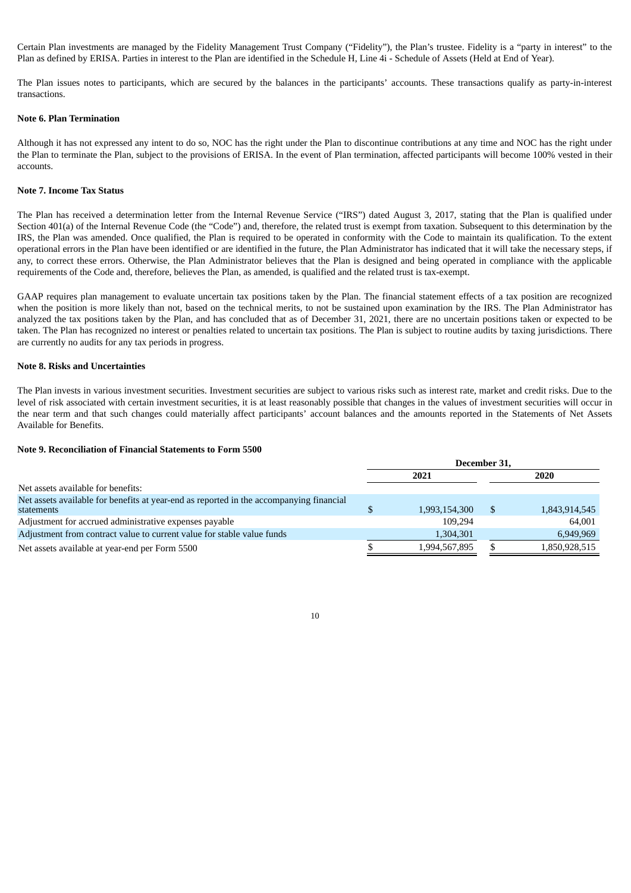Certain Plan investments are managed by the Fidelity Management Trust Company ("Fidelity"), the Plan's trustee. Fidelity is a "party in interest" to the Plan as defined by ERISA. Parties in interest to the Plan are identified in the Schedule H, Line 4i - Schedule of Assets (Held at End of Year).

The Plan issues notes to participants, which are secured by the balances in the participants' accounts. These transactions qualify as party-in-interest transactions.

**Note 6. Plan Termination**

Although it has not expressed any intent to do so, NOC has the right under the Plan to discontinue contributions at any time and NOC has the right under the Plan to terminate the Plan, subject to the provisions of ERISA. In the event of Plan termination, affected participants will become 100% vested in their accounts.

**Note 7. Income Tax Status**

The Plan has received a determination letter from the Internal Revenue Service ("IRS") dated August 3, 2017, stating that the Plan is qualified under Section 401(a) of the Internal Revenue Code (the "Code") and, therefore, the related trust is exempt from taxation. Subsequent to this determination by the IRS, the Plan was amended. Once qualified, the Plan is required to be operated in conformity with the Code to maintain its qualification. To the extent operational errors in the Plan have been identified or are identified in the future, the Plan Administrator has indicated that it will take the necessary steps, if any, to correct these errors. Otherwise, the Plan Administrator believes that the Plan is designed and being operated in compliance with the applicable requirements of the Code and, therefore, believes the Plan, as amended, is qualified and the related trust is tax-exempt.

GAAP requires plan management to evaluate uncertain tax positions taken by the Plan. The financial statement effects of a tax position are recognized when the position is more likely than not, based on the technical merits, to not be sustained upon examination by the IRS. The Plan Administrator has analyzed the tax positions taken by the Plan, and has concluded that as of December 31, 2021, there are no uncertain positions taken or expected to be taken. The Plan has recognized no interest or penalties related to uncertain tax positions. The Plan is subject to routine audits by taxing jurisdictions. There are currently no audits for any tax periods in progress.

**Note 8. Risks and Uncertainties**

The Plan invests in various investment securities. Investment securities are subject to various risks such as interest rate, market and credit risks. Due to the level of risk associated with certain investment securities, it is at least reasonably possible that changes in the values of investment securities will occur in the near term and that such changes could materially affect participants' account balances and the amounts reported in the Statements of Net Assets Available for Benefits.

**Note 9. Reconciliation of Financial Statements to Form 5500**

| | December 31, | |
|---|---|---|
| | **2021** | **2020** |
| Net assets available for benefits: | | |
| Net assets available for benefits at year-end as reported in the accompanying financial statements | $ 1,993,154,300 | $ 1,843,914,545 |
| Adjustment for accrued administrative expenses payable | 109,294 | 64,001 |
| Adjustment from contract value to current value for stable value funds | 1,304,301 | 6,949,969 |
| Net assets available at year-end per Form 5500 | $ 1,994,567,895 | $ 1,850,928,515 |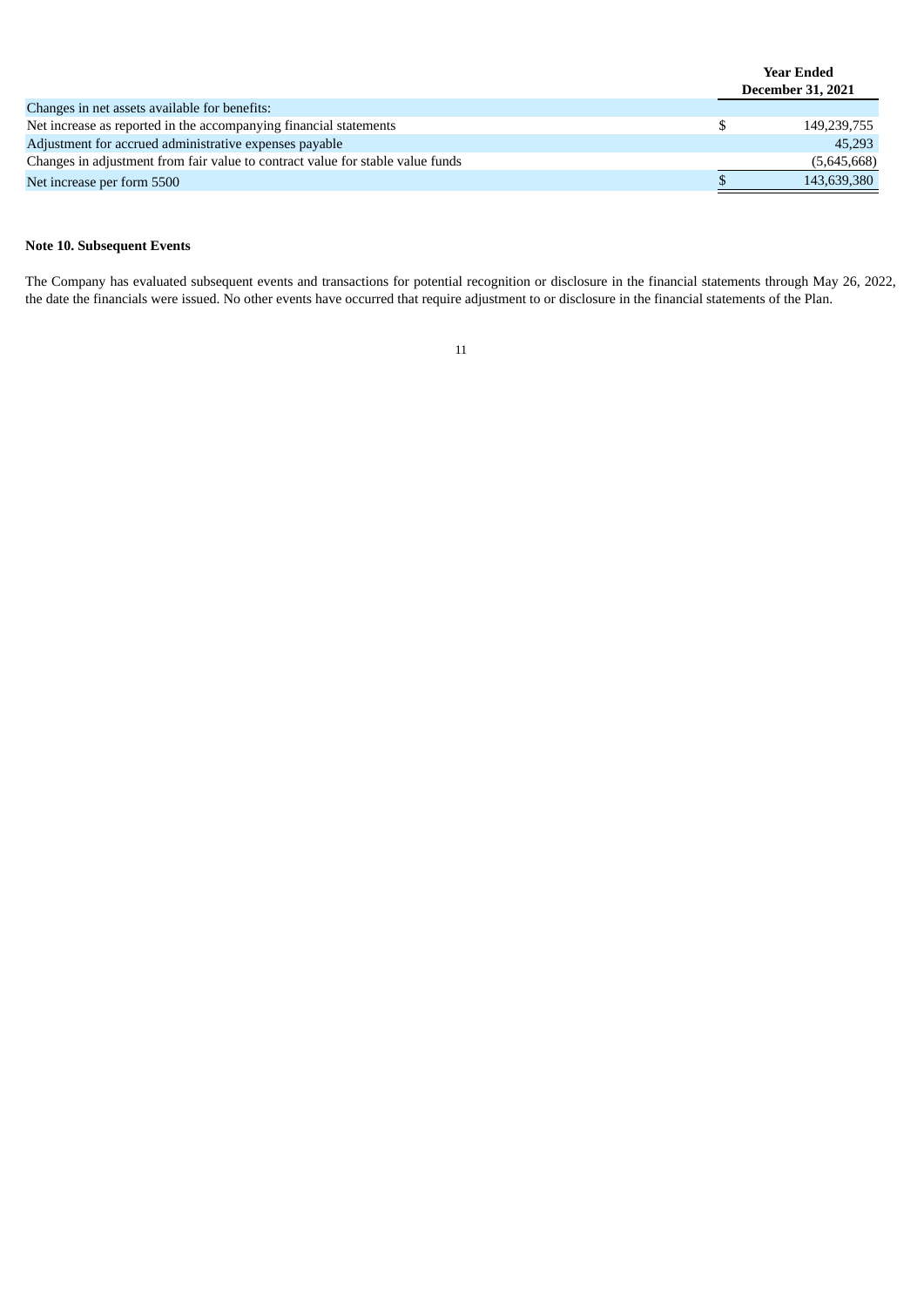| | Year Ended December 31, 2021 |
|---|---|
| Changes in net assets available for benefits: | |
| Net increase as reported in the accompanying financial statements | $ 149,239,755 |
| Adjustment for accrued administrative expenses payable | 45,293 |
| Changes in adjustment from fair value to contract value for stable value funds | (5,645,668) |
| Net increase per form 5500 | $ 143,639,380 |

**Note 10. Subsequent Events**

The Company has evaluated subsequent events and transactions for potential recognition or disclosure in the financial statements through May 26, 2022, the date the financials were issued. No other events have occurred that require adjustment to or disclosure in the financial statements of the Plan.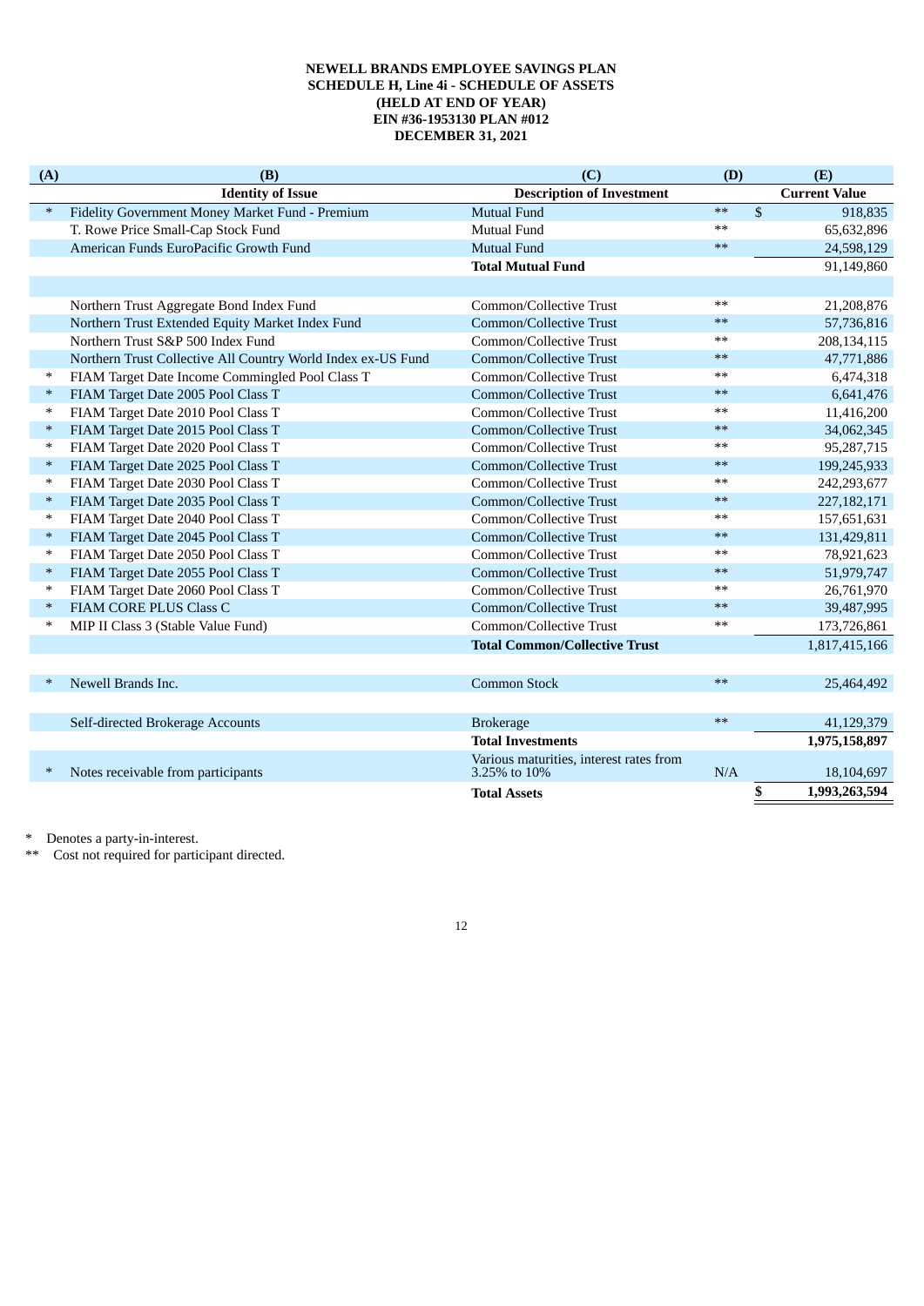**NEWELL BRANDS EMPLOYEE SAVINGS PLAN**
**SCHEDULE H, Line 4i - SCHEDULE OF ASSETS**
**(HELD AT END OF YEAR)**
**EIN #36-1953130 PLAN #012**
**DECEMBER 31, 2021**

| (A) | (B) | (C) | (D) | (E) |
|---|---|---|---|---|
| | **Identity of Issue** | **Description of Investment** | | **Current Value** |
| * | Fidelity Government Money Market Fund - Premium | Mutual Fund | ** | $ 918,835 |
| | T. Rowe Price Small-Cap Stock Fund | Mutual Fund | ** | 65,632,896 |
| | American Funds EuroPacific Growth Fund | Mutual Fund | ** | 24,598,129 |
| | | **Total Mutual Fund** | | 91,149,860 |
| | | | | |
| | Northern Trust Aggregate Bond Index Fund | Common/Collective Trust | ** | 21,208,876 |
| | Northern Trust Extended Equity Market Index Fund | Common/Collective Trust | ** | 57,736,816 |
| | Northern Trust S&P 500 Index Fund | Common/Collective Trust | ** | 208,134,115 |
| | Northern Trust Collective All Country World Index ex-US Fund | Common/Collective Trust | ** | 47,771,886 |
| * | FIAM Target Date Income Commingled Pool Class T | Common/Collective Trust | ** | 6,474,318 |
| * | FIAM Target Date 2005 Pool Class T | Common/Collective Trust | ** | 6,641,476 |
| * | FIAM Target Date 2010 Pool Class T | Common/Collective Trust | ** | 11,416,200 |
| * | FIAM Target Date 2015 Pool Class T | Common/Collective Trust | ** | 34,062,345 |
| * | FIAM Target Date 2020 Pool Class T | Common/Collective Trust | ** | 95,287,715 |
| * | FIAM Target Date 2025 Pool Class T | Common/Collective Trust | ** | 199,245,933 |
| * | FIAM Target Date 2030 Pool Class T | Common/Collective Trust | ** | 242,293,677 |
| * | FIAM Target Date 2035 Pool Class T | Common/Collective Trust | ** | 227,182,171 |
| * | FIAM Target Date 2040 Pool Class T | Common/Collective Trust | ** | 157,651,631 |
| * | FIAM Target Date 2045 Pool Class T | Common/Collective Trust | ** | 131,429,811 |
| * | FIAM Target Date 2050 Pool Class T | Common/Collective Trust | ** | 78,921,623 |
| * | FIAM Target Date 2055 Pool Class T | Common/Collective Trust | ** | 51,979,747 |
| * | FIAM Target Date 2060 Pool Class T | Common/Collective Trust | ** | 26,761,970 |
| * | FIAM CORE PLUS Class C | Common/Collective Trust | ** | 39,487,995 |
| * | MIP II Class 3 (Stable Value Fund) | Common/Collective Trust | ** | 173,726,861 |
| | | **Total Common/Collective Trust** | | 1,817,415,166 |
| | | | | |
| * | Newell Brands Inc. | Common Stock | ** | 25,464,492 |
| | | | | |
| | Self-directed Brokerage Accounts | Brokerage | ** | 41,129,379 |
| | | **Total Investments** | | **1,975,158,897** |
| * | Notes receivable from participants | Various maturities, interest rates from 3.25% to 10% | N/A | 18,104,697 |
| | | **Total Assets** | | **$ 1,993,263,594** |

\* Denotes a party-in-interest.

\*\* Cost not required for participant directed.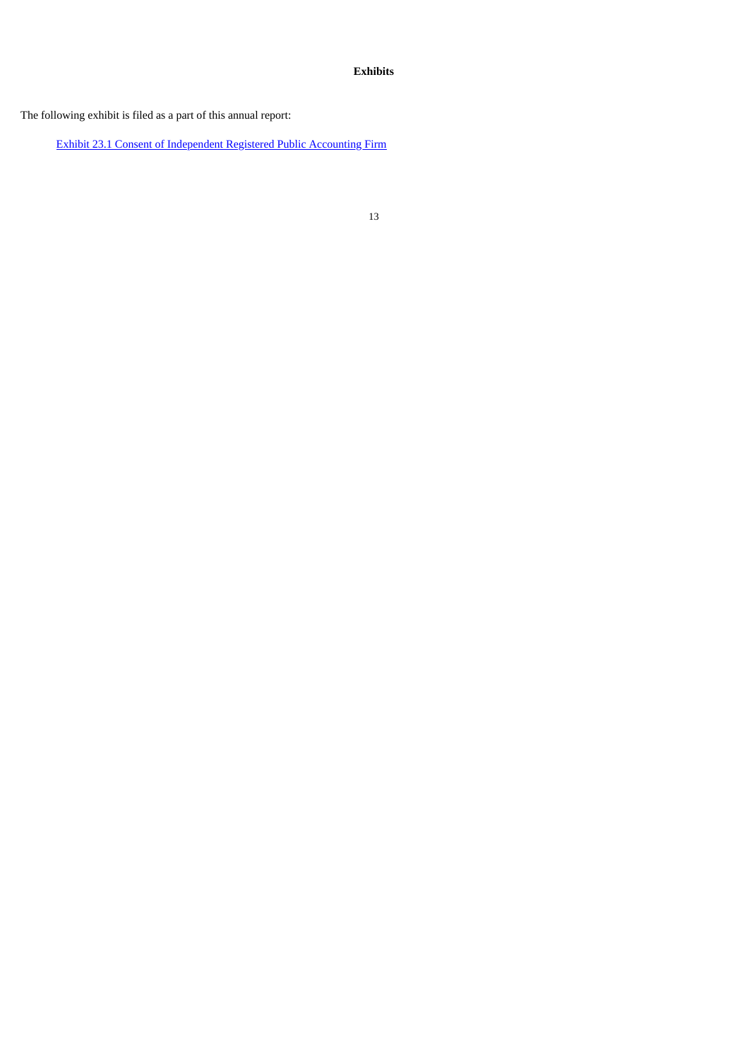**Exhibits**

The following exhibit is filed as a part of this annual report:

Exhibit 23.1 Consent of Independent Registered Public Accounting Firm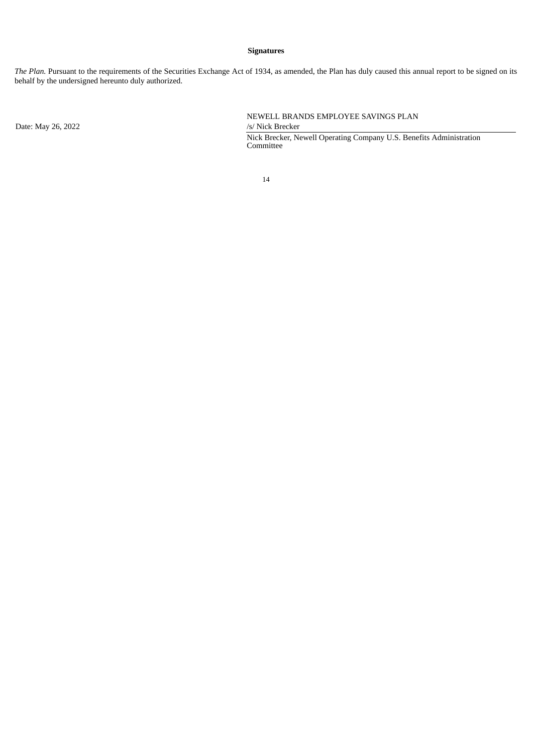## Signatures

*The Plan.* Pursuant to the requirements of the Securities Exchange Act of 1934, as amended, the Plan has duly caused this annual report to be signed on its behalf by the undersigned hereunto duly authorized.

| | |
|---|---|
| | NEWELL BRANDS EMPLOYEE SAVINGS PLAN |
| Date: May 26, 2022 | /s/ Nick Brecker |
| | Nick Brecker, Newell Operating Company U.S. Benefits Administration Committee |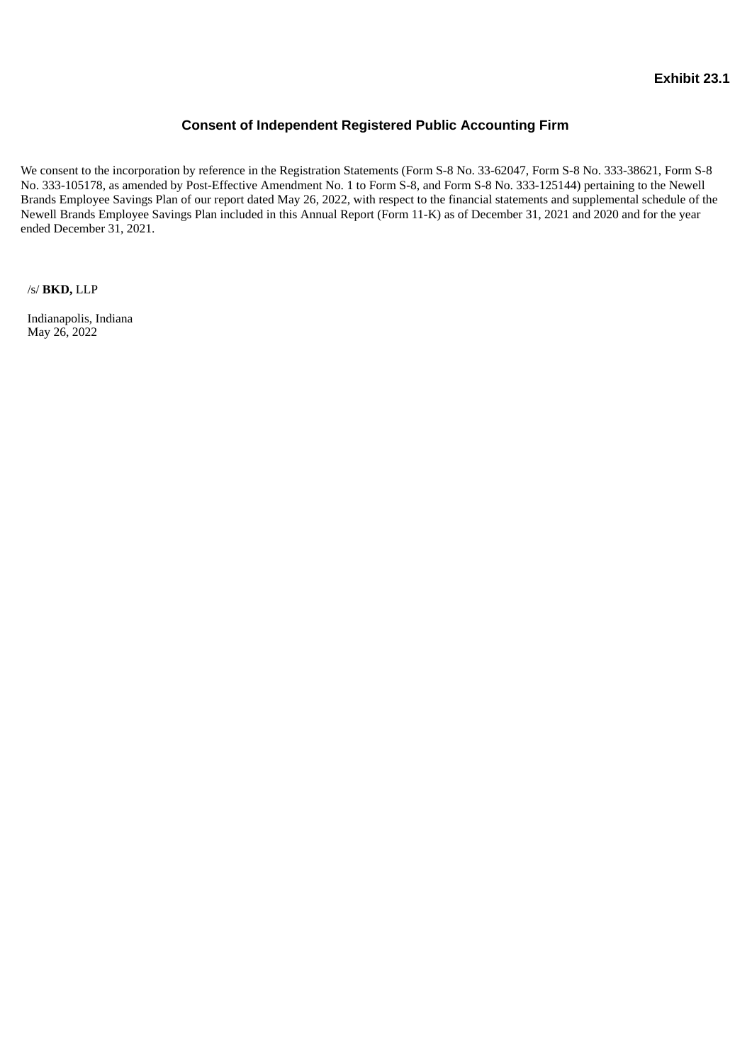**Exhibit 23.1**

## Consent of Independent Registered Public Accounting Firm

We consent to the incorporation by reference in the Registration Statements (Form S-8 No. 33-62047, Form S-8 No. 333-38621, Form S-8 No. 333-105178, as amended by Post-Effective Amendment No. 1 to Form S-8, and Form S-8 No. 333-125144) pertaining to the Newell Brands Employee Savings Plan of our report dated May 26, 2022, with respect to the financial statements and supplemental schedule of the Newell Brands Employee Savings Plan included in this Annual Report (Form 11-K) as of December 31, 2021 and 2020 and for the year ended December 31, 2021.

/s/ **BKD,** LLP

Indianapolis, Indiana
May 26, 2022